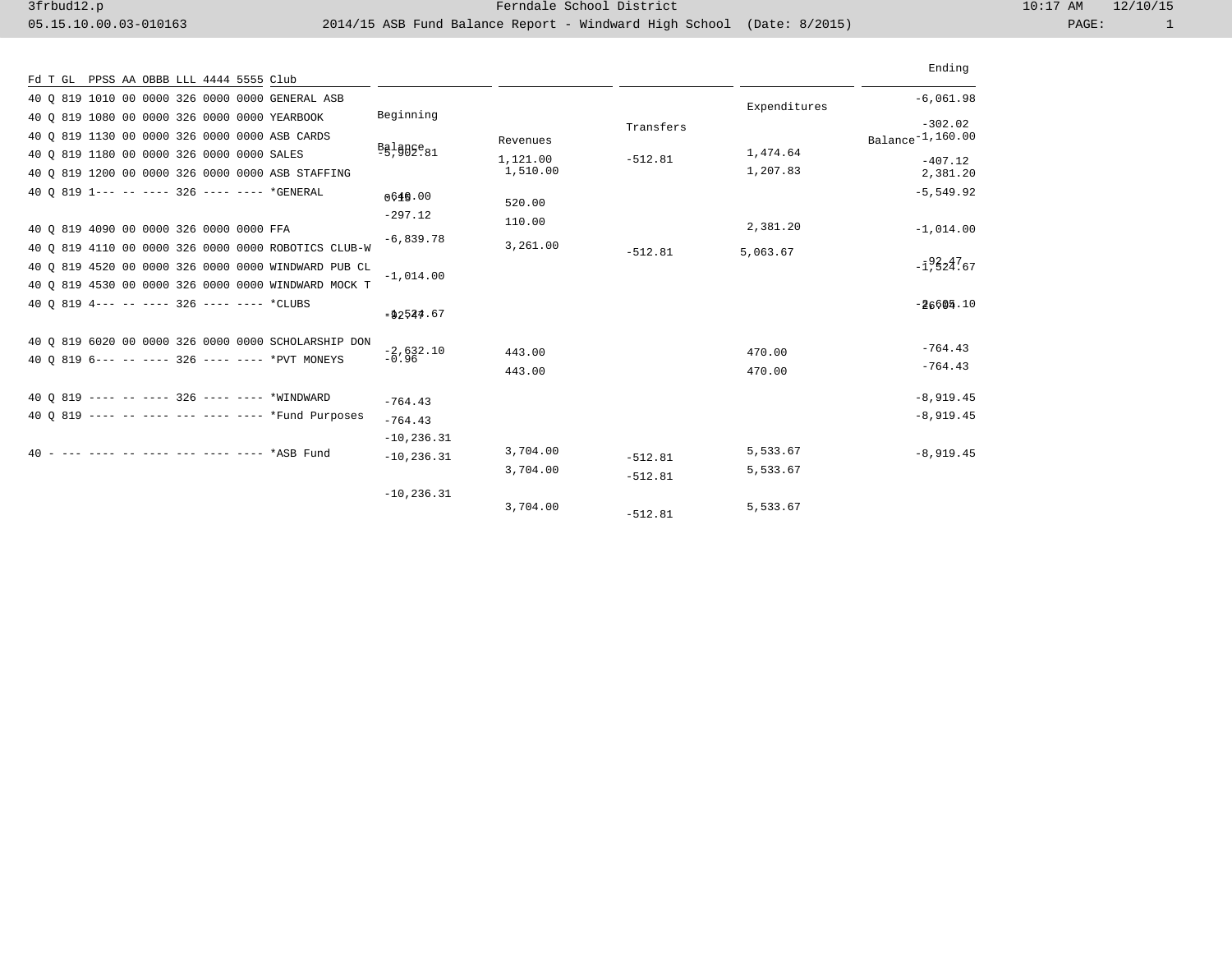Ferndale School District

2014/15 ASB Fund Balance Report - Windward High School (Date: 8/2015)

3frbud12.p — 05.15.10.00.03-010163 — 10:17 AM 12/10/15

| Fd T GL PPSS AA OBBB LLL 4444 5555 | Club | Beginning Balance | Revenues | Transfers | Expenditures | Ending Balance |
|---|---|---|---|---|---|---|
| 40 Q 819 1010 00 0000 326 0000 0000 | GENERAL ASB | -5,902.81 | 1,121.00 | -512.81 | 1,474.64 | -6,061.98 |
| 40 Q 819 1080 00 0000 326 0000 0000 | YEARBOOK | 0.15 | 1,510.00 | | 1,207.83 | -302.02 |
| 40 Q 819 1130 00 0000 326 0000 0000 | ASB CARDS | -640.00 | 520.00 | | | -1,160.00 |
| 40 Q 819 1180 00 0000 326 0000 0000 | SALES | -297.12 | 110.00 | | | -407.12 |
| 40 Q 819 1200 00 0000 326 0000 0000 | ASB STAFFING | | | | 2,381.20 | 2,381.20 |
| 40 Q 819 1--- -- ---- 326 ---- ---- | *GENERAL | -6,839.78 | 3,261.00 | -512.81 | 5,063.67 | -5,549.92 |
| 40 Q 819 4090 00 0000 326 0000 0000 | FFA | -1,014.00 | | | | -1,014.00 |
| 40 Q 819 4110 00 0000 326 0000 0000 | ROBOTICS CLUB-W | -1,524.67 | | | | -1,524.67 |
| 40 Q 819 4520 00 0000 326 0000 0000 | WINDWARD PUB CL | -92.47 | | | | -92.47 |
| 40 Q 819 4530 00 0000 326 0000 0000 | WINDWARD MOCK T | -0.96 | | | | -0.96 |
| 40 Q 819 4--- -- ---- 326 ---- ---- | *CLUBS | -2,632.10 | | | | -2,632.10 |
| 40 Q 819 6020 00 0000 326 0000 0000 | SCHOLARSHIP DON | -764.43 | 443.00 | | 470.00 | -764.43 |
| 40 Q 819 6--- -- ---- 326 ---- ---- | *PVT MONEYS | -764.43 | 443.00 | | 470.00 | -764.43 |
| 40 Q 819 ---- -- ---- 326 ---- ---- | *WINDWARD | -10,236.31 | 3,704.00 | -512.81 | 5,533.67 | -8,919.45 |
| 40 Q 819 ---- -- ---- --- ---- ---- | *Fund Purposes | -10,236.31 | 3,704.00 | -512.81 | 5,533.67 | -8,919.45 |
| 40 - --- ---- -- ---- --- ---- ---- | *ASB Fund | -10,236.31 | 3,704.00 | -512.81 | 5,533.67 | -8,919.45 |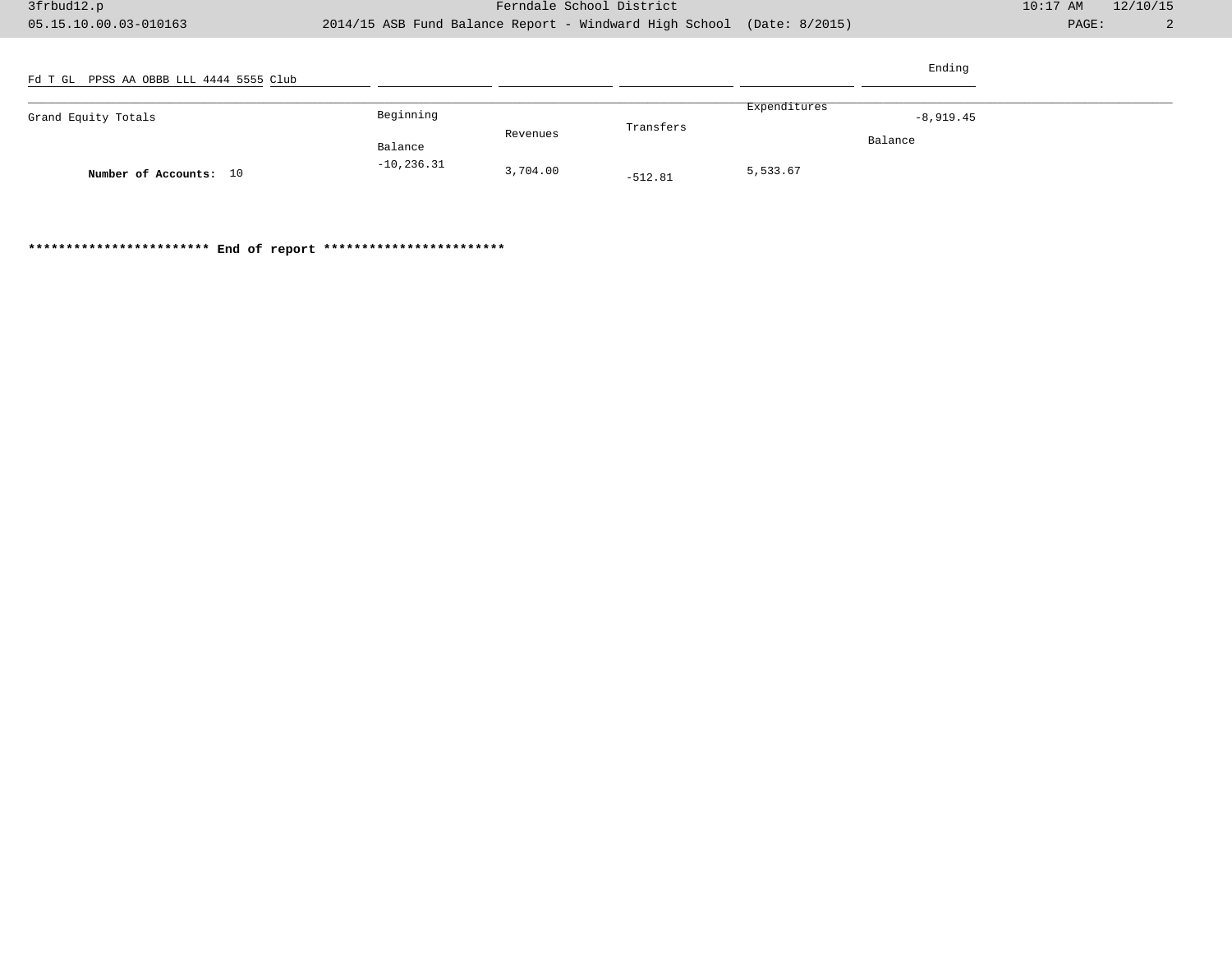| Fd T GL PPSS AA OBBB LLL 4444 5555 Club | Beginning Balance | Revenues | Transfers | Expenditures | Ending Balance |
|---|---|---|---|---|---|
| Grand Equity Totals | -10,236.31 | 3,704.00 | -512.81 | 5,533.67 | -8,919.45 |
| **Number of Accounts:** 10 | | | | | |

************************ **End of report** ************************